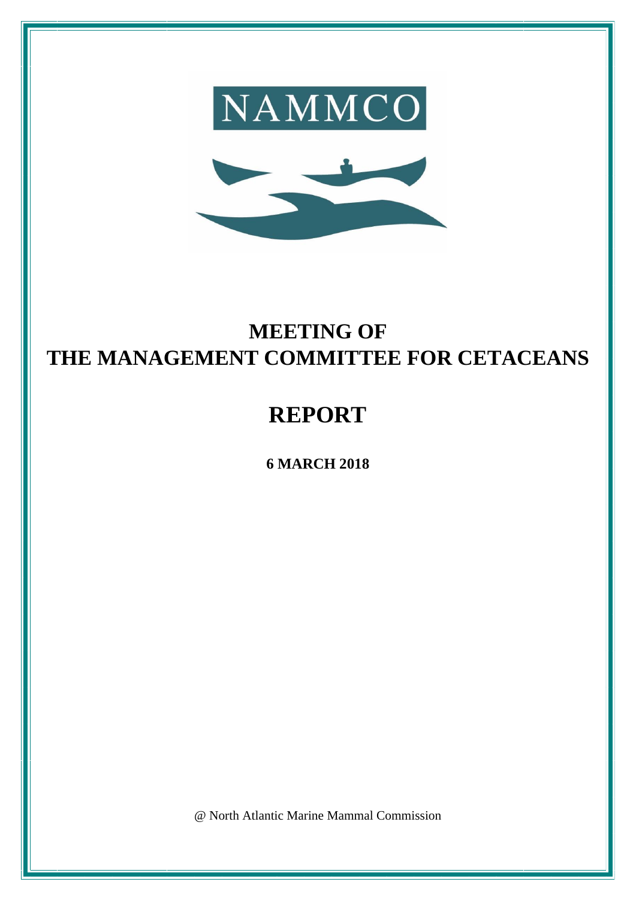NAMMCO

# MEETING OF THE MANAGEMENT COMMITTEE FOR CETACEANS

# REPORT

**6 MARCH 2018**

@ North Atlantic Marine Mammal Commission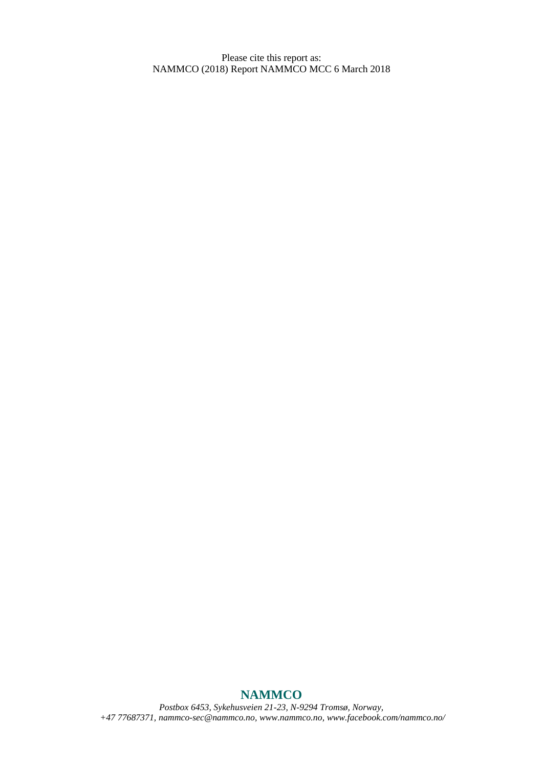Please cite this report as:
NAMMCO (2018) Report NAMMCO MCC 6 March 2018

**NAMMCO**

*Postbox 6453, Sykehusveien 21-23, N-9294 Tromsø, Norway,*
*+47 77687371, nammco-sec@nammco.no, www.nammco.no, www.facebook.com/nammco.no/*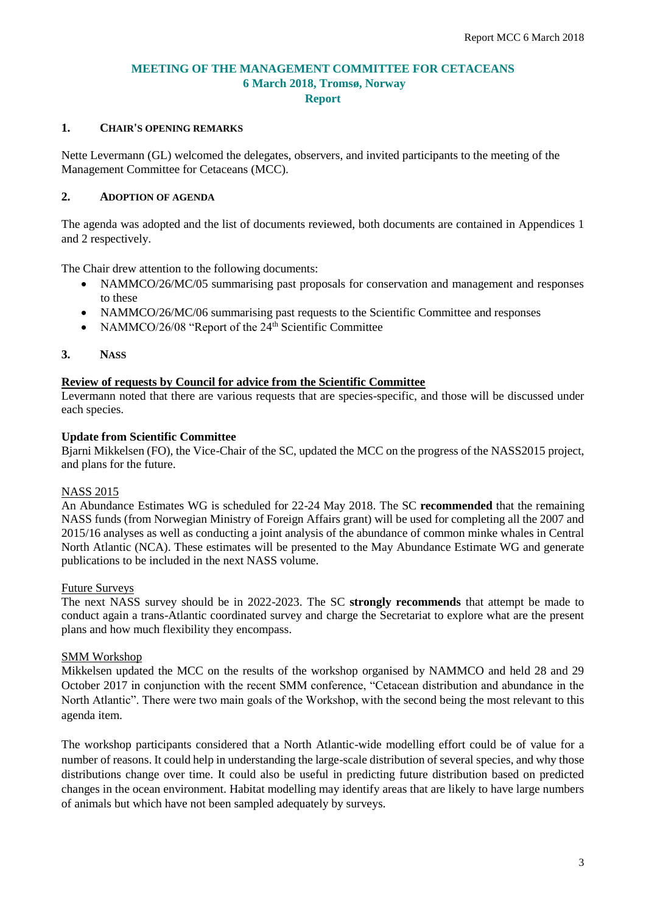# MEETING OF THE MANAGEMENT COMMITTEE FOR CETACEANS
## 6 March 2018, Tromsø, Norway
## Report

## 1. CHAIR'S OPENING REMARKS

Nette Levermann (GL) welcomed the delegates, observers, and invited participants to the meeting of the Management Committee for Cetaceans (MCC).

## 2. ADOPTION OF AGENDA

The agenda was adopted and the list of documents reviewed, both documents are contained in Appendices 1 and 2 respectively.

The Chair drew attention to the following documents:

- NAMMCO/26/MC/05 summarising past proposals for conservation and management and responses to these
- NAMMCO/26/MC/06 summarising past requests to the Scientific Committee and responses
- NAMMCO/26/08 "Report of the 24th Scientific Committee

## 3. NASS

**Review of requests by Council for advice from the Scientific Committee**

Levermann noted that there are various requests that are species-specific, and those will be discussed under each species.

**Update from Scientific Committee**

Bjarni Mikkelsen (FO), the Vice-Chair of the SC, updated the MCC on the progress of the NASS2015 project, and plans for the future.

NASS 2015

An Abundance Estimates WG is scheduled for 22-24 May 2018. The SC **recommended** that the remaining NASS funds (from Norwegian Ministry of Foreign Affairs grant) will be used for completing all the 2007 and 2015/16 analyses as well as conducting a joint analysis of the abundance of common minke whales in Central North Atlantic (NCA). These estimates will be presented to the May Abundance Estimate WG and generate publications to be included in the next NASS volume.

Future Surveys

The next NASS survey should be in 2022-2023. The SC **strongly recommends** that attempt be made to conduct again a trans-Atlantic coordinated survey and charge the Secretariat to explore what are the present plans and how much flexibility they encompass.

SMM Workshop

Mikkelsen updated the MCC on the results of the workshop organised by NAMMCO and held 28 and 29 October 2017 in conjunction with the recent SMM conference, "Cetacean distribution and abundance in the North Atlantic". There were two main goals of the Workshop, with the second being the most relevant to this agenda item.

The workshop participants considered that a North Atlantic-wide modelling effort could be of value for a number of reasons. It could help in understanding the large-scale distribution of several species, and why those distributions change over time. It could also be useful in predicting future distribution based on predicted changes in the ocean environment. Habitat modelling may identify areas that are likely to have large numbers of animals but which have not been sampled adequately by surveys.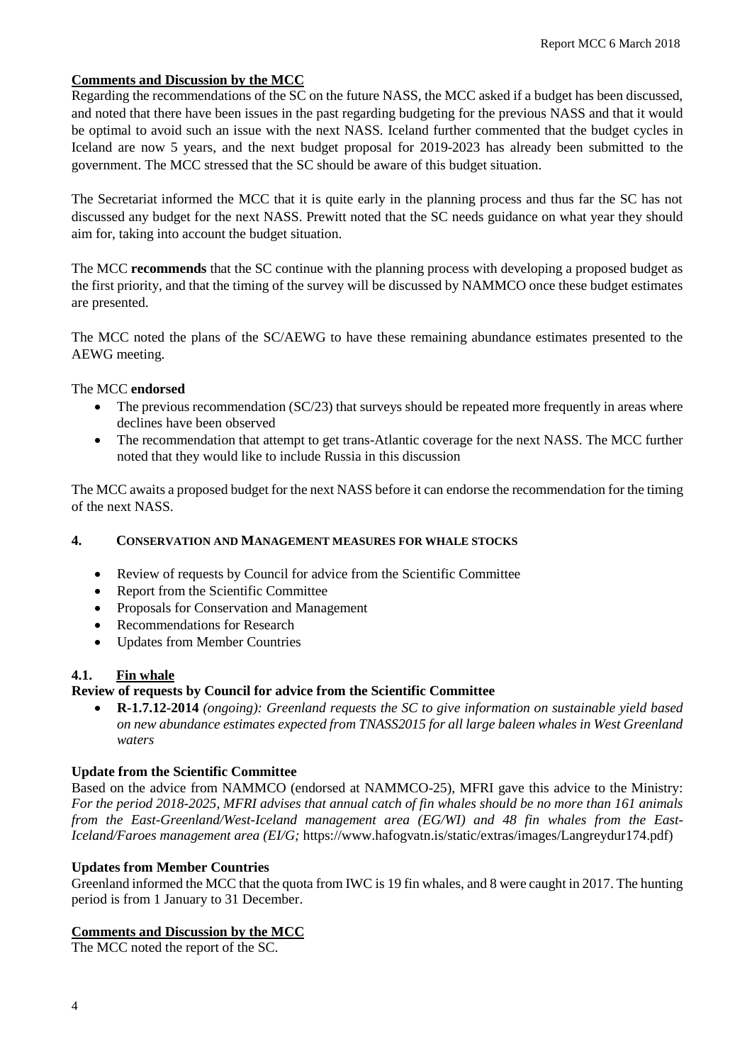**Comments and Discussion by the MCC**

Regarding the recommendations of the SC on the future NASS, the MCC asked if a budget has been discussed, and noted that there have been issues in the past regarding budgeting for the previous NASS and that it would be optimal to avoid such an issue with the next NASS. Iceland further commented that the budget cycles in Iceland are now 5 years, and the next budget proposal for 2019-2023 has already been submitted to the government. The MCC stressed that the SC should be aware of this budget situation.

The Secretariat informed the MCC that it is quite early in the planning process and thus far the SC has not discussed any budget for the next NASS. Prewitt noted that the SC needs guidance on what year they should aim for, taking into account the budget situation.

The MCC **recommends** that the SC continue with the planning process with developing a proposed budget as the first priority, and that the timing of the survey will be discussed by NAMMCO once these budget estimates are presented.

The MCC noted the plans of the SC/AEWG to have these remaining abundance estimates presented to the AEWG meeting.

The MCC **endorsed**

- The previous recommendation (SC/23) that surveys should be repeated more frequently in areas where declines have been observed
- The recommendation that attempt to get trans-Atlantic coverage for the next NASS. The MCC further noted that they would like to include Russia in this discussion

The MCC awaits a proposed budget for the next NASS before it can endorse the recommendation for the timing of the next NASS.

## 4. CONSERVATION AND MANAGEMENT MEASURES FOR WHALE STOCKS

- Review of requests by Council for advice from the Scientific Committee
- Report from the Scientific Committee
- Proposals for Conservation and Management
- Recommendations for Research
- Updates from Member Countries

### 4.1. Fin whale

**Review of requests by Council for advice from the Scientific Committee**

- **R-1.7.12-2014** *(ongoing): Greenland requests the SC to give information on sustainable yield based on new abundance estimates expected from TNASS2015 for all large baleen whales in West Greenland waters*

**Update from the Scientific Committee**

Based on the advice from NAMMCO (endorsed at NAMMCO-25), MFRI gave this advice to the Ministry: *For the period 2018-2025, MFRI advises that annual catch of fin whales should be no more than 161 animals from the East-Greenland/West-Iceland management area (EG/WI) and 48 fin whales from the East-Iceland/Faroes management area (EI/G;* https://www.hafogvatn.is/static/extras/images/Langreydur174.pdf)

**Updates from Member Countries**

Greenland informed the MCC that the quota from IWC is 19 fin whales, and 8 were caught in 2017. The hunting period is from 1 January to 31 December.

**Comments and Discussion by the MCC**

The MCC noted the report of the SC.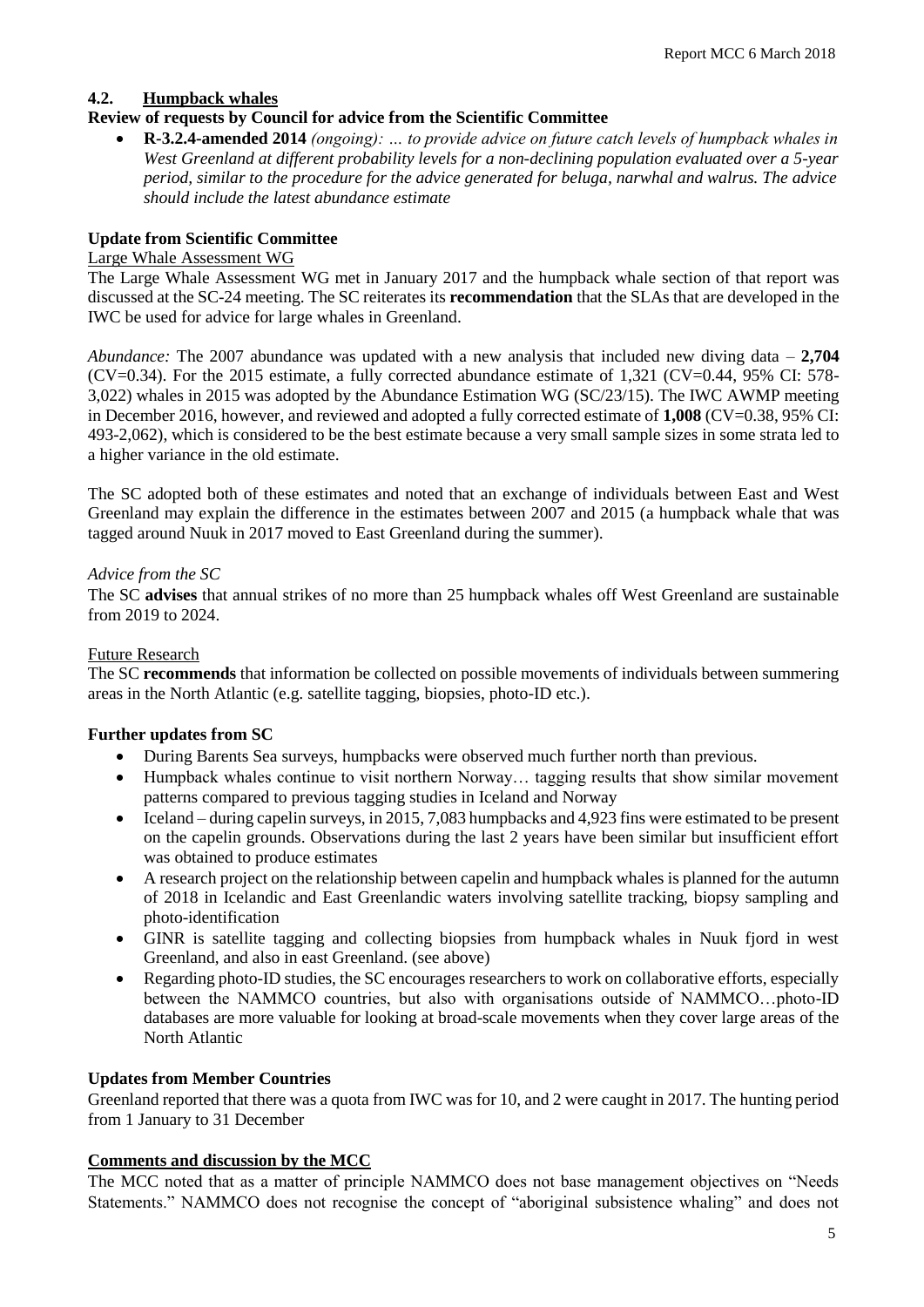### 4.2. Humpback whales

**Review of requests by Council for advice from the Scientific Committee**

- **R-3.2.4-amended 2014** *(ongoing): … to provide advice on future catch levels of humpback whales in West Greenland at different probability levels for a non-declining population evaluated over a 5-year period, similar to the procedure for the advice generated for beluga, narwhal and walrus. The advice should include the latest abundance estimate*

**Update from Scientific Committee**

Large Whale Assessment WG

The Large Whale Assessment WG met in January 2017 and the humpback whale section of that report was discussed at the SC-24 meeting. The SC reiterates its **recommendation** that the SLAs that are developed in the IWC be used for advice for large whales in Greenland.

*Abundance:* The 2007 abundance was updated with a new analysis that included new diving data – **2,704** (CV=0.34). For the 2015 estimate, a fully corrected abundance estimate of 1,321 (CV=0.44, 95% CI: 578-3,022) whales in 2015 was adopted by the Abundance Estimation WG (SC/23/15). The IWC AWMP meeting in December 2016, however, and reviewed and adopted a fully corrected estimate of **1,008** (CV=0.38, 95% CI: 493-2,062), which is considered to be the best estimate because a very small sample sizes in some strata led to a higher variance in the old estimate.

The SC adopted both of these estimates and noted that an exchange of individuals between East and West Greenland may explain the difference in the estimates between 2007 and 2015 (a humpback whale that was tagged around Nuuk in 2017 moved to East Greenland during the summer).

*Advice from the SC*

The SC **advises** that annual strikes of no more than 25 humpback whales off West Greenland are sustainable from 2019 to 2024.

Future Research

The SC **recommends** that information be collected on possible movements of individuals between summering areas in the North Atlantic (e.g. satellite tagging, biopsies, photo-ID etc.).

**Further updates from SC**

- During Barents Sea surveys, humpbacks were observed much further north than previous.
- Humpback whales continue to visit northern Norway… tagging results that show similar movement patterns compared to previous tagging studies in Iceland and Norway
- Iceland – during capelin surveys, in 2015, 7,083 humpbacks and 4,923 fins were estimated to be present on the capelin grounds. Observations during the last 2 years have been similar but insufficient effort was obtained to produce estimates
- A research project on the relationship between capelin and humpback whales is planned for the autumn of 2018 in Icelandic and East Greenlandic waters involving satellite tracking, biopsy sampling and photo-identification
- GINR is satellite tagging and collecting biopsies from humpback whales in Nuuk fjord in west Greenland, and also in east Greenland. (see above)
- Regarding photo-ID studies, the SC encourages researchers to work on collaborative efforts, especially between the NAMMCO countries, but also with organisations outside of NAMMCO…photo-ID databases are more valuable for looking at broad-scale movements when they cover large areas of the North Atlantic

**Updates from Member Countries**

Greenland reported that there was a quota from IWC was for 10, and 2 were caught in 2017. The hunting period from 1 January to 31 December

**Comments and discussion by the MCC**

The MCC noted that as a matter of principle NAMMCO does not base management objectives on "Needs Statements." NAMMCO does not recognise the concept of "aboriginal subsistence whaling" and does not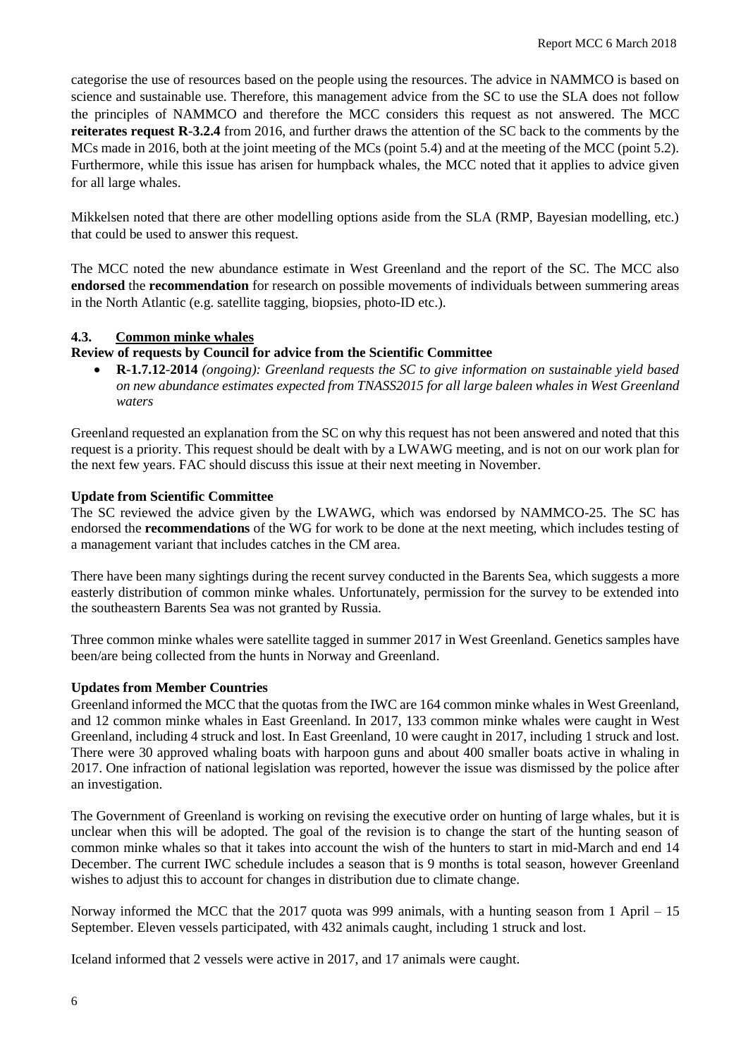categorise the use of resources based on the people using the resources. The advice in NAMMCO is based on science and sustainable use. Therefore, this management advice from the SC to use the SLA does not follow the principles of NAMMCO and therefore the MCC considers this request as not answered. The MCC **reiterates request R-3.2.4** from 2016, and further draws the attention of the SC back to the comments by the MCs made in 2016, both at the joint meeting of the MCs (point 5.4) and at the meeting of the MCC (point 5.2). Furthermore, while this issue has arisen for humpback whales, the MCC noted that it applies to advice given for all large whales.

Mikkelsen noted that there are other modelling options aside from the SLA (RMP, Bayesian modelling, etc.) that could be used to answer this request.

The MCC noted the new abundance estimate in West Greenland and the report of the SC. The MCC also **endorsed** the **recommendation** for research on possible movements of individuals between summering areas in the North Atlantic (e.g. satellite tagging, biopsies, photo-ID etc.).

### 4.3. Common minke whales

**Review of requests by Council for advice from the Scientific Committee**

- **R-1.7.12-2014** *(ongoing): Greenland requests the SC to give information on sustainable yield based on new abundance estimates expected from TNASS2015 for all large baleen whales in West Greenland waters*

Greenland requested an explanation from the SC on why this request has not been answered and noted that this request is a priority. This request should be dealt with by a LWAWG meeting, and is not on our work plan for the next few years. FAC should discuss this issue at their next meeting in November.

**Update from Scientific Committee**

The SC reviewed the advice given by the LWAWG, which was endorsed by NAMMCO-25. The SC has endorsed the **recommendations** of the WG for work to be done at the next meeting, which includes testing of a management variant that includes catches in the CM area.

There have been many sightings during the recent survey conducted in the Barents Sea, which suggests a more easterly distribution of common minke whales. Unfortunately, permission for the survey to be extended into the southeastern Barents Sea was not granted by Russia.

Three common minke whales were satellite tagged in summer 2017 in West Greenland. Genetics samples have been/are being collected from the hunts in Norway and Greenland.

**Updates from Member Countries**

Greenland informed the MCC that the quotas from the IWC are 164 common minke whales in West Greenland, and 12 common minke whales in East Greenland. In 2017, 133 common minke whales were caught in West Greenland, including 4 struck and lost. In East Greenland, 10 were caught in 2017, including 1 struck and lost. There were 30 approved whaling boats with harpoon guns and about 400 smaller boats active in whaling in 2017. One infraction of national legislation was reported, however the issue was dismissed by the police after an investigation.

The Government of Greenland is working on revising the executive order on hunting of large whales, but it is unclear when this will be adopted. The goal of the revision is to change the start of the hunting season of common minke whales so that it takes into account the wish of the hunters to start in mid-March and end 14 December. The current IWC schedule includes a season that is 9 months is total season, however Greenland wishes to adjust this to account for changes in distribution due to climate change.

Norway informed the MCC that the 2017 quota was 999 animals, with a hunting season from 1 April – 15 September. Eleven vessels participated, with 432 animals caught, including 1 struck and lost.

Iceland informed that 2 vessels were active in 2017, and 17 animals were caught.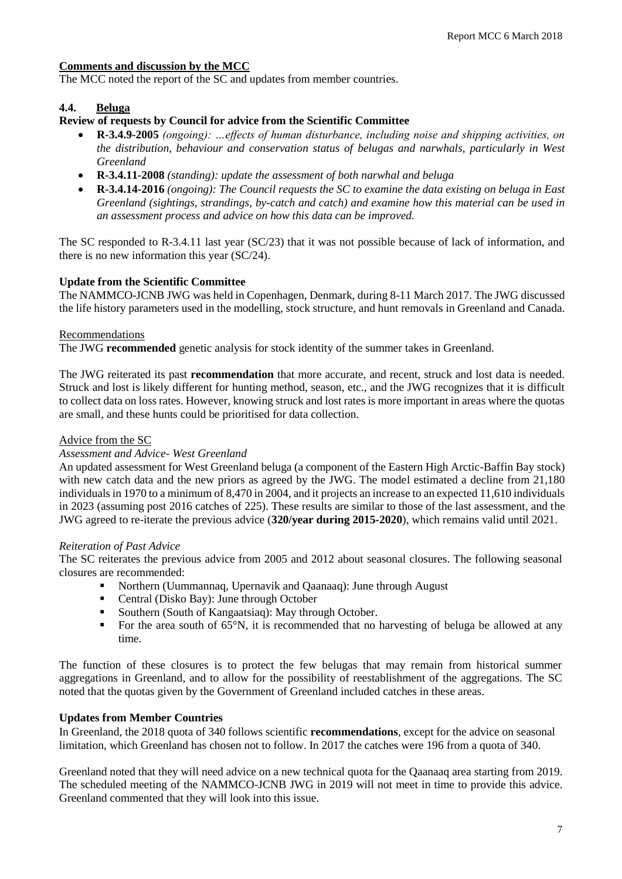**Comments and discussion by the MCC**

The MCC noted the report of the SC and updates from member countries.

## 4.4. Beluga

**Review of requests by Council for advice from the Scientific Committee**

- **R-3.4.9-2005** *(ongoing): …effects of human disturbance, including noise and shipping activities, on the distribution, behaviour and conservation status of belugas and narwhals, particularly in West Greenland*
- **R-3.4.11-2008** *(standing): update the assessment of both narwhal and beluga*
- **R-3.4.14-2016** *(ongoing): The Council requests the SC to examine the data existing on beluga in East Greenland (sightings, strandings, by-catch and catch) and examine how this material can be used in an assessment process and advice on how this data can be improved.*

The SC responded to R-3.4.11 last year (SC/23) that it was not possible because of lack of information, and there is no new information this year (SC/24).

**Update from the Scientific Committee**

The NAMMCO-JCNB JWG was held in Copenhagen, Denmark, during 8-11 March 2017. The JWG discussed the life history parameters used in the modelling, stock structure, and hunt removals in Greenland and Canada.

Recommendations

The JWG **recommended** genetic analysis for stock identity of the summer takes in Greenland.

The JWG reiterated its past **recommendation** that more accurate, and recent, struck and lost data is needed. Struck and lost is likely different for hunting method, season, etc., and the JWG recognizes that it is difficult to collect data on loss rates. However, knowing struck and lost rates is more important in areas where the quotas are small, and these hunts could be prioritised for data collection.

Advice from the SC

*Assessment and Advice- West Greenland*

An updated assessment for West Greenland beluga (a component of the Eastern High Arctic-Baffin Bay stock) with new catch data and the new priors as agreed by the JWG. The model estimated a decline from 21,180 individuals in 1970 to a minimum of 8,470 in 2004, and it projects an increase to an expected 11,610 individuals in 2023 (assuming post 2016 catches of 225). These results are similar to those of the last assessment, and the JWG agreed to re-iterate the previous advice (**320/year during 2015-2020**), which remains valid until 2021.

*Reiteration of Past Advice*

The SC reiterates the previous advice from 2005 and 2012 about seasonal closures. The following seasonal closures are recommended:

- Northern (Uummannaq, Upernavik and Qaanaaq): June through August
- Central (Disko Bay): June through October
- Southern (South of Kangaatsiaq): May through October.
- For the area south of 65°N, it is recommended that no harvesting of beluga be allowed at any time.

The function of these closures is to protect the few belugas that may remain from historical summer aggregations in Greenland, and to allow for the possibility of reestablishment of the aggregations. The SC noted that the quotas given by the Government of Greenland included catches in these areas.

**Updates from Member Countries**

In Greenland, the 2018 quota of 340 follows scientific **recommendations**, except for the advice on seasonal limitation, which Greenland has chosen not to follow. In 2017 the catches were 196 from a quota of 340.

Greenland noted that they will need advice on a new technical quota for the Qaanaaq area starting from 2019. The scheduled meeting of the NAMMCO-JCNB JWG in 2019 will not meet in time to provide this advice. Greenland commented that they will look into this issue.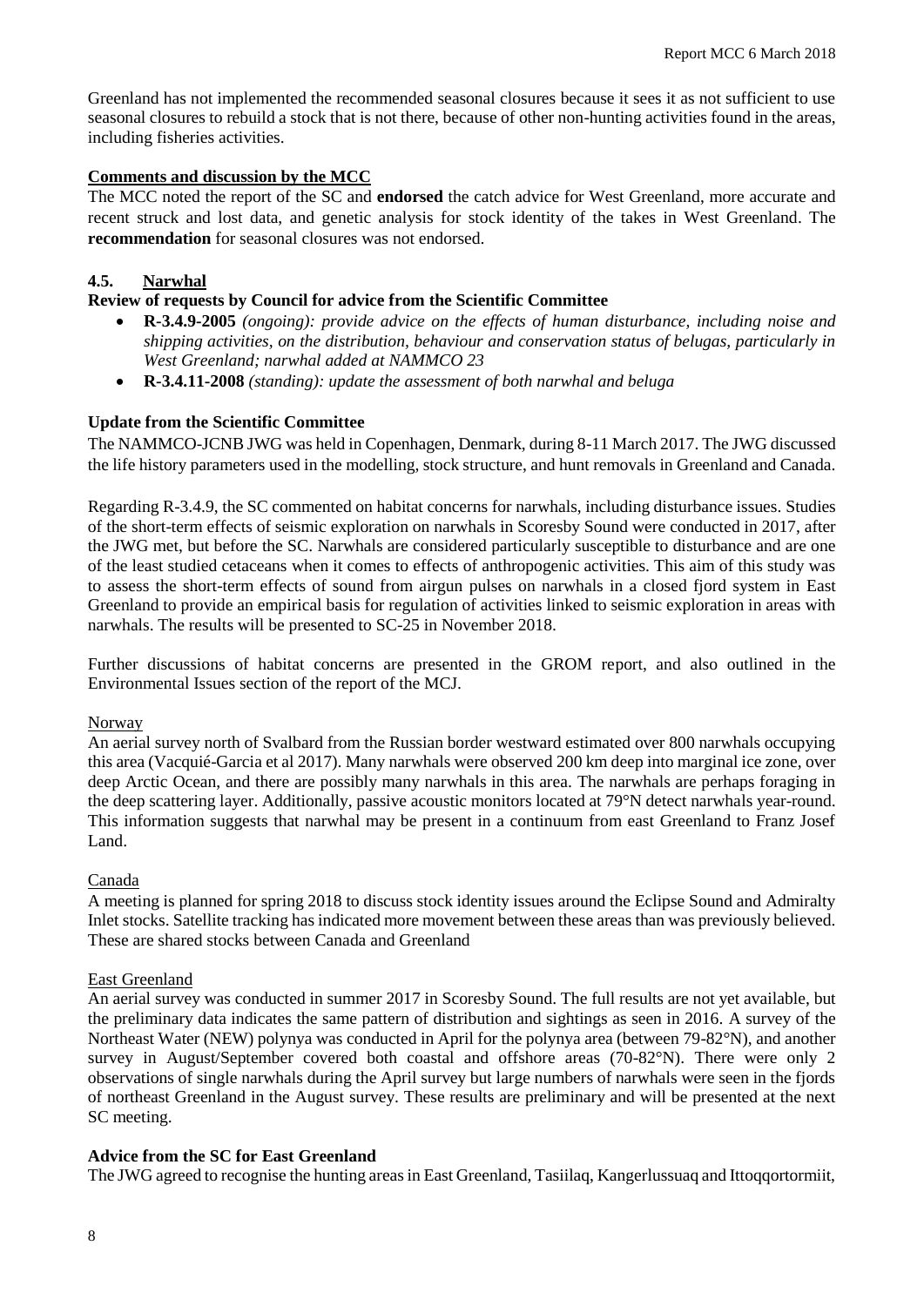Greenland has not implemented the recommended seasonal closures because it sees it as not sufficient to use seasonal closures to rebuild a stock that is not there, because of other non-hunting activities found in the areas, including fisheries activities.

**Comments and discussion by the MCC**

The MCC noted the report of the SC and **endorsed** the catch advice for West Greenland, more accurate and recent struck and lost data, and genetic analysis for stock identity of the takes in West Greenland. The **recommendation** for seasonal closures was not endorsed.

### 4.5. Narwhal

**Review of requests by Council for advice from the Scientific Committee**

- **R-3.4.9-2005** *(ongoing): provide advice on the effects of human disturbance, including noise and shipping activities, on the distribution, behaviour and conservation status of belugas, particularly in West Greenland; narwhal added at NAMMCO 23*
- **R-3.4.11-2008** *(standing): update the assessment of both narwhal and beluga*

**Update from the Scientific Committee**

The NAMMCO-JCNB JWG was held in Copenhagen, Denmark, during 8-11 March 2017. The JWG discussed the life history parameters used in the modelling, stock structure, and hunt removals in Greenland and Canada.

Regarding R-3.4.9, the SC commented on habitat concerns for narwhals, including disturbance issues. Studies of the short-term effects of seismic exploration on narwhals in Scoresby Sound were conducted in 2017, after the JWG met, but before the SC. Narwhals are considered particularly susceptible to disturbance and are one of the least studied cetaceans when it comes to effects of anthropogenic activities. This aim of this study was to assess the short-term effects of sound from airgun pulses on narwhals in a closed fjord system in East Greenland to provide an empirical basis for regulation of activities linked to seismic exploration in areas with narwhals. The results will be presented to SC-25 in November 2018.

Further discussions of habitat concerns are presented in the GROM report, and also outlined in the Environmental Issues section of the report of the MCJ.

Norway

An aerial survey north of Svalbard from the Russian border westward estimated over 800 narwhals occupying this area (Vacquié-Garcia et al 2017). Many narwhals were observed 200 km deep into marginal ice zone, over deep Arctic Ocean, and there are possibly many narwhals in this area. The narwhals are perhaps foraging in the deep scattering layer. Additionally, passive acoustic monitors located at 79°N detect narwhals year-round. This information suggests that narwhal may be present in a continuum from east Greenland to Franz Josef Land.

Canada

A meeting is planned for spring 2018 to discuss stock identity issues around the Eclipse Sound and Admiralty Inlet stocks. Satellite tracking has indicated more movement between these areas than was previously believed. These are shared stocks between Canada and Greenland

East Greenland

An aerial survey was conducted in summer 2017 in Scoresby Sound. The full results are not yet available, but the preliminary data indicates the same pattern of distribution and sightings as seen in 2016. A survey of the Northeast Water (NEW) polynya was conducted in April for the polynya area (between 79-82°N), and another survey in August/September covered both coastal and offshore areas (70-82°N). There were only 2 observations of single narwhals during the April survey but large numbers of narwhals were seen in the fjords of northeast Greenland in the August survey. These results are preliminary and will be presented at the next SC meeting.

**Advice from the SC for East Greenland**

The JWG agreed to recognise the hunting areas in East Greenland, Tasiilaq, Kangerlussuaq and Ittoqqortormiit,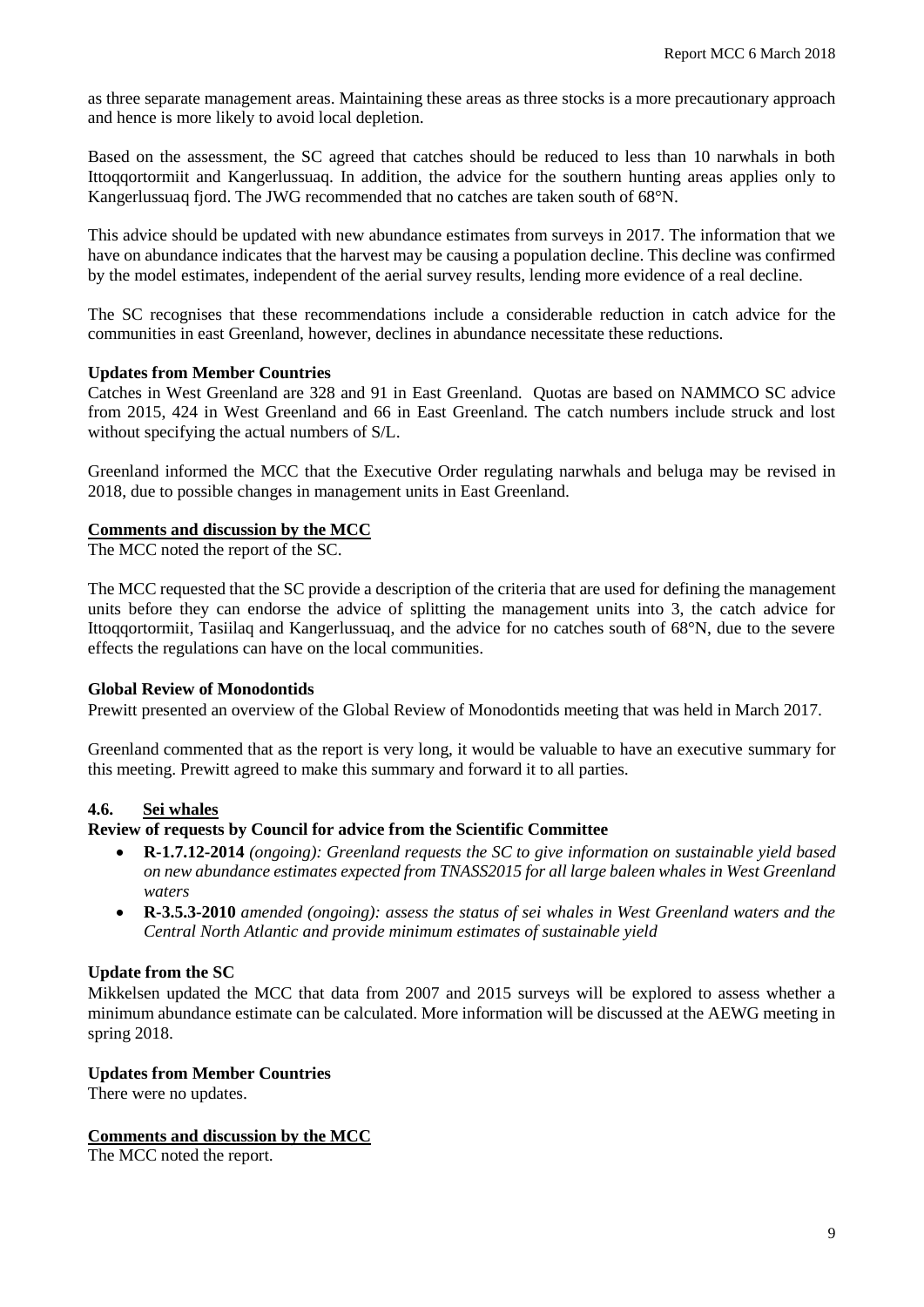as three separate management areas. Maintaining these areas as three stocks is a more precautionary approach and hence is more likely to avoid local depletion.

Based on the assessment, the SC agreed that catches should be reduced to less than 10 narwhals in both Ittoqqortormiit and Kangerlussuaq. In addition, the advice for the southern hunting areas applies only to Kangerlussuaq fjord. The JWG recommended that no catches are taken south of 68°N.

This advice should be updated with new abundance estimates from surveys in 2017. The information that we have on abundance indicates that the harvest may be causing a population decline. This decline was confirmed by the model estimates, independent of the aerial survey results, lending more evidence of a real decline.

The SC recognises that these recommendations include a considerable reduction in catch advice for the communities in east Greenland, however, declines in abundance necessitate these reductions.

**Updates from Member Countries**

Catches in West Greenland are 328 and 91 in East Greenland. Quotas are based on NAMMCO SC advice from 2015, 424 in West Greenland and 66 in East Greenland. The catch numbers include struck and lost without specifying the actual numbers of S/L.

Greenland informed the MCC that the Executive Order regulating narwhals and beluga may be revised in 2018, due to possible changes in management units in East Greenland.

**Comments and discussion by the MCC**

The MCC noted the report of the SC.

The MCC requested that the SC provide a description of the criteria that are used for defining the management units before they can endorse the advice of splitting the management units into 3, the catch advice for Ittoqqortormiit, Tasiilaq and Kangerlussuaq, and the advice for no catches south of 68°N, due to the severe effects the regulations can have on the local communities.

**Global Review of Monodontids**

Prewitt presented an overview of the Global Review of Monodontids meeting that was held in March 2017.

Greenland commented that as the report is very long, it would be valuable to have an executive summary for this meeting. Prewitt agreed to make this summary and forward it to all parties.

### 4.6. Sei whales

**Review of requests by Council for advice from the Scientific Committee**

- **R-1.7.12-2014** *(ongoing): Greenland requests the SC to give information on sustainable yield based on new abundance estimates expected from TNASS2015 for all large baleen whales in West Greenland waters*
- **R-3.5.3-2010** *amended (ongoing): assess the status of sei whales in West Greenland waters and the Central North Atlantic and provide minimum estimates of sustainable yield*

**Update from the SC**

Mikkelsen updated the MCC that data from 2007 and 2015 surveys will be explored to assess whether a minimum abundance estimate can be calculated. More information will be discussed at the AEWG meeting in spring 2018.

**Updates from Member Countries**

There were no updates.

**Comments and discussion by the MCC**

The MCC noted the report.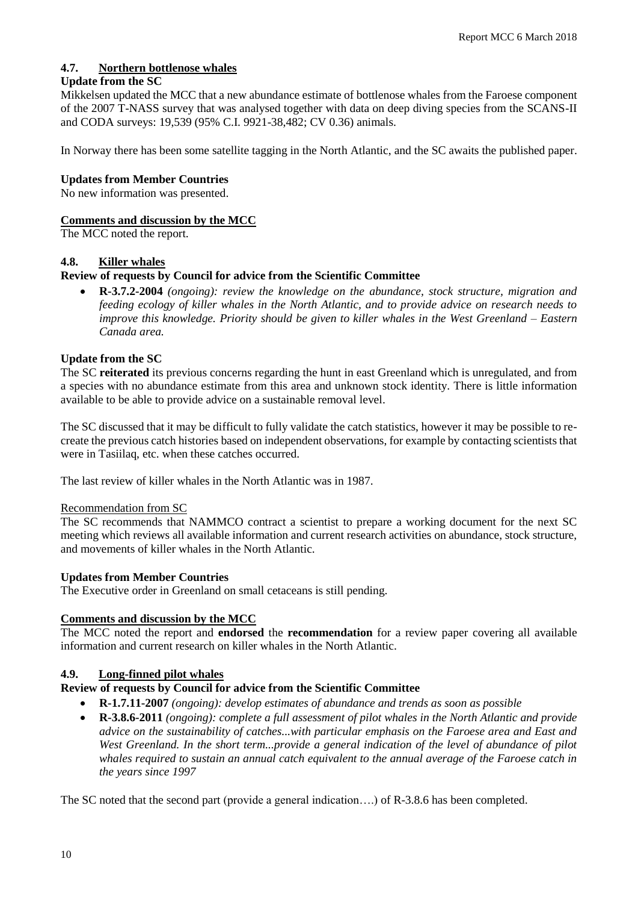### 4.7. Northern bottlenose whales

**Update from the SC**

Mikkelsen updated the MCC that a new abundance estimate of bottlenose whales from the Faroese component of the 2007 T-NASS survey that was analysed together with data on deep diving species from the SCANS-II and CODA surveys: 19,539 (95% C.I. 9921-38,482; CV 0.36) animals.

In Norway there has been some satellite tagging in the North Atlantic, and the SC awaits the published paper.

**Updates from Member Countries**

No new information was presented.

**Comments and discussion by the MCC**

The MCC noted the report.

### 4.8. Killer whales

**Review of requests by Council for advice from the Scientific Committee**

- **R-3.7.2-2004** *(ongoing): review the knowledge on the abundance, stock structure, migration and feeding ecology of killer whales in the North Atlantic, and to provide advice on research needs to improve this knowledge. Priority should be given to killer whales in the West Greenland – Eastern Canada area.*

**Update from the SC**

The SC **reiterated** its previous concerns regarding the hunt in east Greenland which is unregulated, and from a species with no abundance estimate from this area and unknown stock identity. There is little information available to be able to provide advice on a sustainable removal level.

The SC discussed that it may be difficult to fully validate the catch statistics, however it may be possible to re-create the previous catch histories based on independent observations, for example by contacting scientists that were in Tasiilaq, etc. when these catches occurred.

The last review of killer whales in the North Atlantic was in 1987.

Recommendation from SC

The SC recommends that NAMMCO contract a scientist to prepare a working document for the next SC meeting which reviews all available information and current research activities on abundance, stock structure, and movements of killer whales in the North Atlantic.

**Updates from Member Countries**

The Executive order in Greenland on small cetaceans is still pending.

**Comments and discussion by the MCC**

The MCC noted the report and **endorsed** the **recommendation** for a review paper covering all available information and current research on killer whales in the North Atlantic.

### 4.9. Long-finned pilot whales

**Review of requests by Council for advice from the Scientific Committee**

- **R-1.7.11-2007** *(ongoing): develop estimates of abundance and trends as soon as possible*
- **R-3.8.6-2011** *(ongoing): complete a full assessment of pilot whales in the North Atlantic and provide advice on the sustainability of catches...with particular emphasis on the Faroese area and East and West Greenland. In the short term...provide a general indication of the level of abundance of pilot whales required to sustain an annual catch equivalent to the annual average of the Faroese catch in the years since 1997*

The SC noted that the second part (provide a general indication….) of R-3.8.6 has been completed.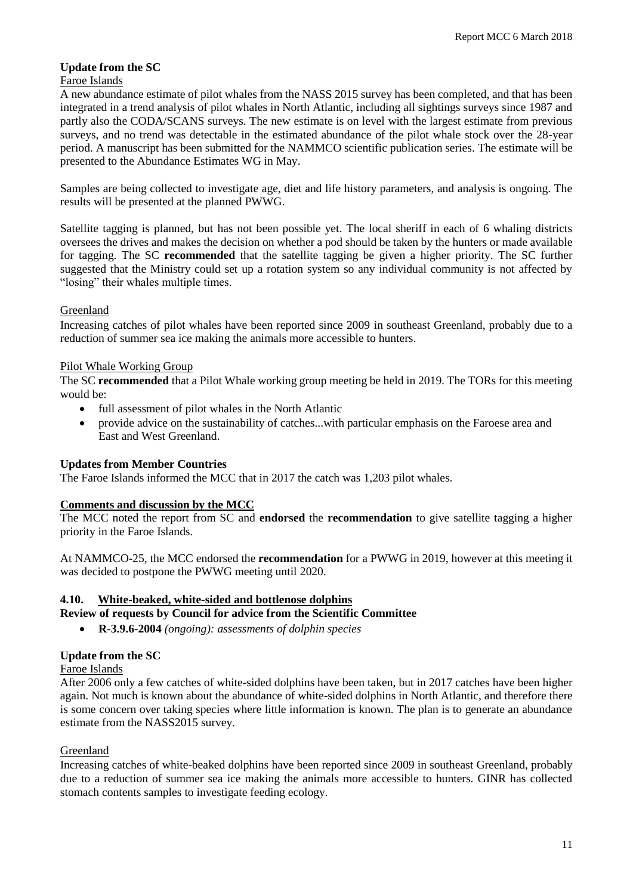**Update from the SC**

Faroe Islands

A new abundance estimate of pilot whales from the NASS 2015 survey has been completed, and that has been integrated in a trend analysis of pilot whales in North Atlantic, including all sightings surveys since 1987 and partly also the CODA/SCANS surveys. The new estimate is on level with the largest estimate from previous surveys, and no trend was detectable in the estimated abundance of the pilot whale stock over the 28-year period. A manuscript has been submitted for the NAMMCO scientific publication series. The estimate will be presented to the Abundance Estimates WG in May.

Samples are being collected to investigate age, diet and life history parameters, and analysis is ongoing. The results will be presented at the planned PWWG.

Satellite tagging is planned, but has not been possible yet. The local sheriff in each of 6 whaling districts oversees the drives and makes the decision on whether a pod should be taken by the hunters or made available for tagging. The SC **recommended** that the satellite tagging be given a higher priority. The SC further suggested that the Ministry could set up a rotation system so any individual community is not affected by "losing" their whales multiple times.

Greenland

Increasing catches of pilot whales have been reported since 2009 in southeast Greenland, probably due to a reduction of summer sea ice making the animals more accessible to hunters.

Pilot Whale Working Group

The SC **recommended** that a Pilot Whale working group meeting be held in 2019. The TORs for this meeting would be:

- full assessment of pilot whales in the North Atlantic
- provide advice on the sustainability of catches...with particular emphasis on the Faroese area and East and West Greenland.

**Updates from Member Countries**

The Faroe Islands informed the MCC that in 2017 the catch was 1,203 pilot whales.

**Comments and discussion by the MCC**

The MCC noted the report from SC and **endorsed** the **recommendation** to give satellite tagging a higher priority in the Faroe Islands.

At NAMMCO-25, the MCC endorsed the **recommendation** for a PWWG in 2019, however at this meeting it was decided to postpone the PWWG meeting until 2020.

### 4.10. White-beaked, white-sided and bottlenose dolphins

**Review of requests by Council for advice from the Scientific Committee**

- **R-3.9.6-2004** *(ongoing): assessments of dolphin species*

**Update from the SC**

Faroe Islands

After 2006 only a few catches of white-sided dolphins have been taken, but in 2017 catches have been higher again. Not much is known about the abundance of white-sided dolphins in North Atlantic, and therefore there is some concern over taking species where little information is known. The plan is to generate an abundance estimate from the NASS2015 survey.

Greenland

Increasing catches of white-beaked dolphins have been reported since 2009 in southeast Greenland, probably due to a reduction of summer sea ice making the animals more accessible to hunters. GINR has collected stomach contents samples to investigate feeding ecology.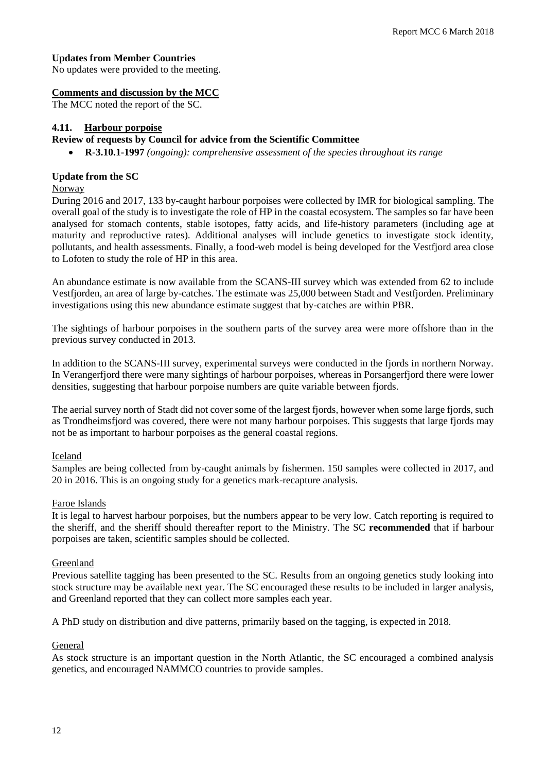**Updates from Member Countries**

No updates were provided to the meeting.

**Comments and discussion by the MCC**

The MCC noted the report of the SC.

## 4.11. Harbour porpoise

**Review of requests by Council for advice from the Scientific Committee**

- **R-3.10.1-1997** *(ongoing): comprehensive assessment of the species throughout its range*

**Update from the SC**

Norway

During 2016 and 2017, 133 by-caught harbour porpoises were collected by IMR for biological sampling. The overall goal of the study is to investigate the role of HP in the coastal ecosystem. The samples so far have been analysed for stomach contents, stable isotopes, fatty acids, and life-history parameters (including age at maturity and reproductive rates). Additional analyses will include genetics to investigate stock identity, pollutants, and health assessments. Finally, a food-web model is being developed for the Vestfjord area close to Lofoten to study the role of HP in this area.

An abundance estimate is now available from the SCANS-III survey which was extended from 62 to include Vestfjorden, an area of large by-catches. The estimate was 25,000 between Stadt and Vestfjorden. Preliminary investigations using this new abundance estimate suggest that by-catches are within PBR.

The sightings of harbour porpoises in the southern parts of the survey area were more offshore than in the previous survey conducted in 2013.

In addition to the SCANS-III survey, experimental surveys were conducted in the fjords in northern Norway. In Verangerfjord there were many sightings of harbour porpoises, whereas in Porsangerfjord there were lower densities, suggesting that harbour porpoise numbers are quite variable between fjords.

The aerial survey north of Stadt did not cover some of the largest fjords, however when some large fjords, such as Trondheimsfjord was covered, there were not many harbour porpoises. This suggests that large fjords may not be as important to harbour porpoises as the general coastal regions.

Iceland

Samples are being collected from by-caught animals by fishermen. 150 samples were collected in 2017, and 20 in 2016. This is an ongoing study for a genetics mark-recapture analysis.

Faroe Islands

It is legal to harvest harbour porpoises, but the numbers appear to be very low. Catch reporting is required to the sheriff, and the sheriff should thereafter report to the Ministry. The SC **recommended** that if harbour porpoises are taken, scientific samples should be collected.

Greenland

Previous satellite tagging has been presented to the SC. Results from an ongoing genetics study looking into stock structure may be available next year. The SC encouraged these results to be included in larger analysis, and Greenland reported that they can collect more samples each year.

A PhD study on distribution and dive patterns, primarily based on the tagging, is expected in 2018.

General

As stock structure is an important question in the North Atlantic, the SC encouraged a combined analysis genetics, and encouraged NAMMCO countries to provide samples.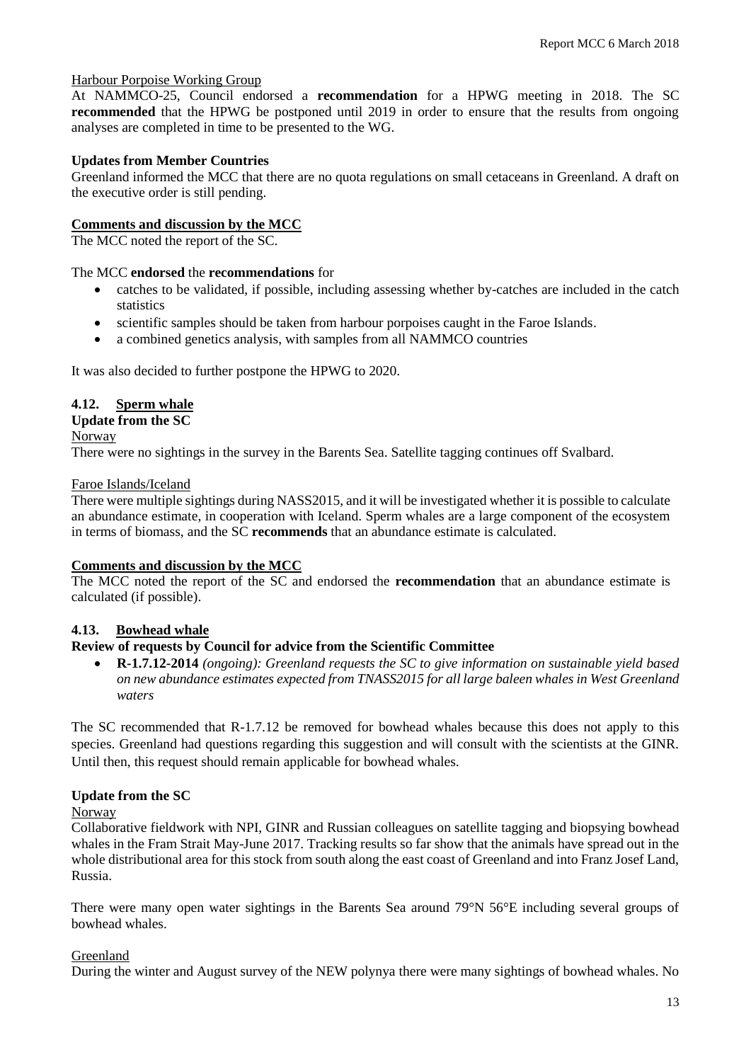Harbour Porpoise Working Group

At NAMMCO-25, Council endorsed a **recommendation** for a HPWG meeting in 2018. The SC **recommended** that the HPWG be postponed until 2019 in order to ensure that the results from ongoing analyses are completed in time to be presented to the WG.

**Updates from Member Countries**

Greenland informed the MCC that there are no quota regulations on small cetaceans in Greenland. A draft on the executive order is still pending.

**Comments and discussion by the MCC**

The MCC noted the report of the SC.

The MCC **endorsed** the **recommendations** for

- catches to be validated, if possible, including assessing whether by-catches are included in the catch statistics
- scientific samples should be taken from harbour porpoises caught in the Faroe Islands.
- a combined genetics analysis, with samples from all NAMMCO countries

It was also decided to further postpone the HPWG to 2020.

### 4.12. Sperm whale

**Update from the SC**

Norway

There were no sightings in the survey in the Barents Sea. Satellite tagging continues off Svalbard.

Faroe Islands/Iceland

There were multiple sightings during NASS2015, and it will be investigated whether it is possible to calculate an abundance estimate, in cooperation with Iceland. Sperm whales are a large component of the ecosystem in terms of biomass, and the SC **recommends** that an abundance estimate is calculated.

**Comments and discussion by the MCC**

The MCC noted the report of the SC and endorsed the **recommendation** that an abundance estimate is calculated (if possible).

### 4.13. Bowhead whale

**Review of requests by Council for advice from the Scientific Committee**

- **R-1.7.12-2014** *(ongoing): Greenland requests the SC to give information on sustainable yield based on new abundance estimates expected from TNASS2015 for all large baleen whales in West Greenland waters*

The SC recommended that R-1.7.12 be removed for bowhead whales because this does not apply to this species. Greenland had questions regarding this suggestion and will consult with the scientists at the GINR. Until then, this request should remain applicable for bowhead whales.

**Update from the SC**

Norway

Collaborative fieldwork with NPI, GINR and Russian colleagues on satellite tagging and biopsying bowhead whales in the Fram Strait May-June 2017. Tracking results so far show that the animals have spread out in the whole distributional area for this stock from south along the east coast of Greenland and into Franz Josef Land, Russia.

There were many open water sightings in the Barents Sea around 79°N 56°E including several groups of bowhead whales.

Greenland

During the winter and August survey of the NEW polynya there were many sightings of bowhead whales. No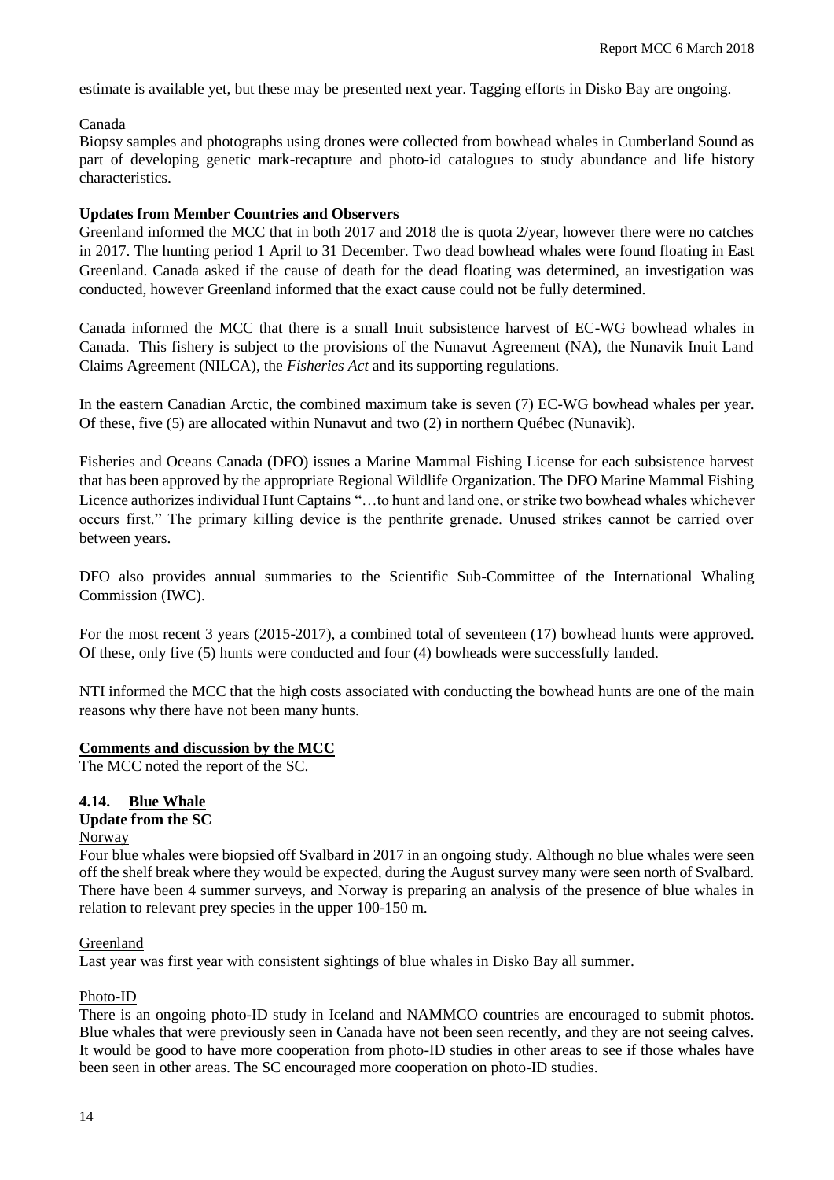estimate is available yet, but these may be presented next year. Tagging efforts in Disko Bay are ongoing.

Canada

Biopsy samples and photographs using drones were collected from bowhead whales in Cumberland Sound as part of developing genetic mark-recapture and photo-id catalogues to study abundance and life history characteristics.

**Updates from Member Countries and Observers**

Greenland informed the MCC that in both 2017 and 2018 the is quota 2/year, however there were no catches in 2017. The hunting period 1 April to 31 December. Two dead bowhead whales were found floating in East Greenland. Canada asked if the cause of death for the dead floating was determined, an investigation was conducted, however Greenland informed that the exact cause could not be fully determined.

Canada informed the MCC that there is a small Inuit subsistence harvest of EC-WG bowhead whales in Canada. This fishery is subject to the provisions of the Nunavut Agreement (NA), the Nunavik Inuit Land Claims Agreement (NILCA), the *Fisheries Act* and its supporting regulations.

In the eastern Canadian Arctic, the combined maximum take is seven (7) EC-WG bowhead whales per year. Of these, five (5) are allocated within Nunavut and two (2) in northern Québec (Nunavik).

Fisheries and Oceans Canada (DFO) issues a Marine Mammal Fishing License for each subsistence harvest that has been approved by the appropriate Regional Wildlife Organization. The DFO Marine Mammal Fishing Licence authorizes individual Hunt Captains "…to hunt and land one, or strike two bowhead whales whichever occurs first." The primary killing device is the penthrite grenade. Unused strikes cannot be carried over between years.

DFO also provides annual summaries to the Scientific Sub-Committee of the International Whaling Commission (IWC).

For the most recent 3 years (2015-2017), a combined total of seventeen (17) bowhead hunts were approved. Of these, only five (5) hunts were conducted and four (4) bowheads were successfully landed.

NTI informed the MCC that the high costs associated with conducting the bowhead hunts are one of the main reasons why there have not been many hunts.

**Comments and discussion by the MCC**

The MCC noted the report of the SC.

### 4.14. Blue Whale

**Update from the SC**

Norway

Four blue whales were biopsied off Svalbard in 2017 in an ongoing study. Although no blue whales were seen off the shelf break where they would be expected, during the August survey many were seen north of Svalbard. There have been 4 summer surveys, and Norway is preparing an analysis of the presence of blue whales in relation to relevant prey species in the upper 100-150 m.

Greenland

Last year was first year with consistent sightings of blue whales in Disko Bay all summer.

Photo-ID

There is an ongoing photo-ID study in Iceland and NAMMCO countries are encouraged to submit photos. Blue whales that were previously seen in Canada have not been seen recently, and they are not seeing calves. It would be good to have more cooperation from photo-ID studies in other areas to see if those whales have been seen in other areas. The SC encouraged more cooperation on photo-ID studies.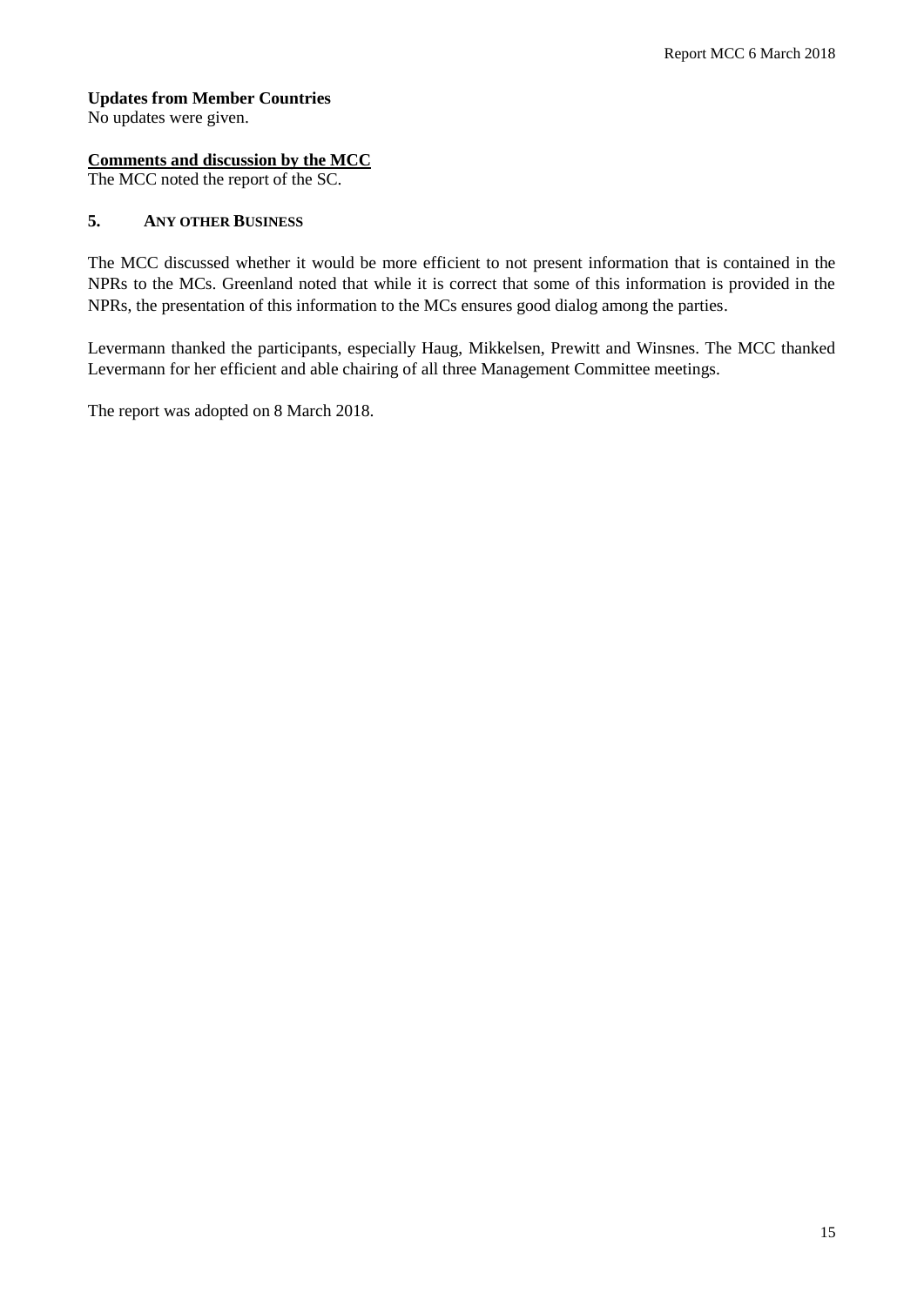**Updates from Member Countries**

No updates were given.

**Comments and discussion by the MCC**

The MCC noted the report of the SC.

## 5. ANY OTHER BUSINESS

The MCC discussed whether it would be more efficient to not present information that is contained in the NPRs to the MCs. Greenland noted that while it is correct that some of this information is provided in the NPRs, the presentation of this information to the MCs ensures good dialog among the parties.

Levermann thanked the participants, especially Haug, Mikkelsen, Prewitt and Winsnes. The MCC thanked Levermann for her efficient and able chairing of all three Management Committee meetings.

The report was adopted on 8 March 2018.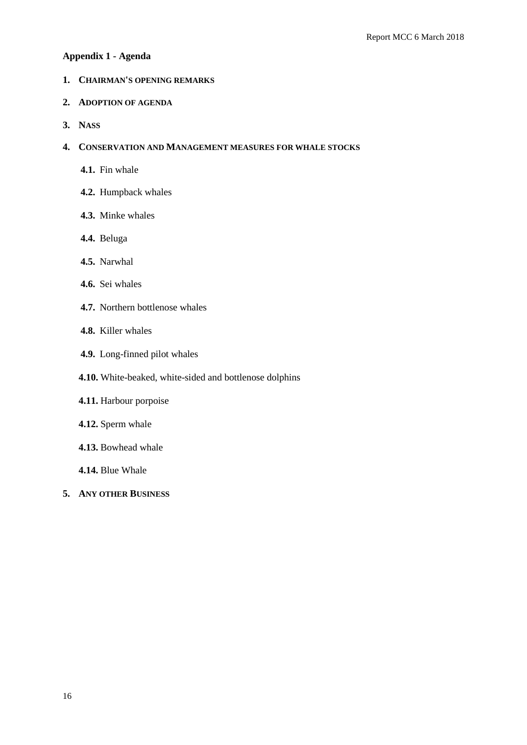## Appendix 1 - Agenda

1. **CHAIRMAN'S OPENING REMARKS**
2. **ADOPTION OF AGENDA**
3. **NASS**
4. **CONSERVATION AND MANAGEMENT MEASURES FOR WHALE STOCKS**
   - **4.1.** Fin whale
   - **4.2.** Humpback whales
   - **4.3.** Minke whales
   - **4.4.** Beluga
   - **4.5.** Narwhal
   - **4.6.** Sei whales
   - **4.7.** Northern bottlenose whales
   - **4.8.** Killer whales
   - **4.9.** Long-finned pilot whales
   - **4.10.** White-beaked, white-sided and bottlenose dolphins
   - **4.11.** Harbour porpoise
   - **4.12.** Sperm whale
   - **4.13.** Bowhead whale
   - **4.14.** Blue Whale
5. **ANY OTHER BUSINESS**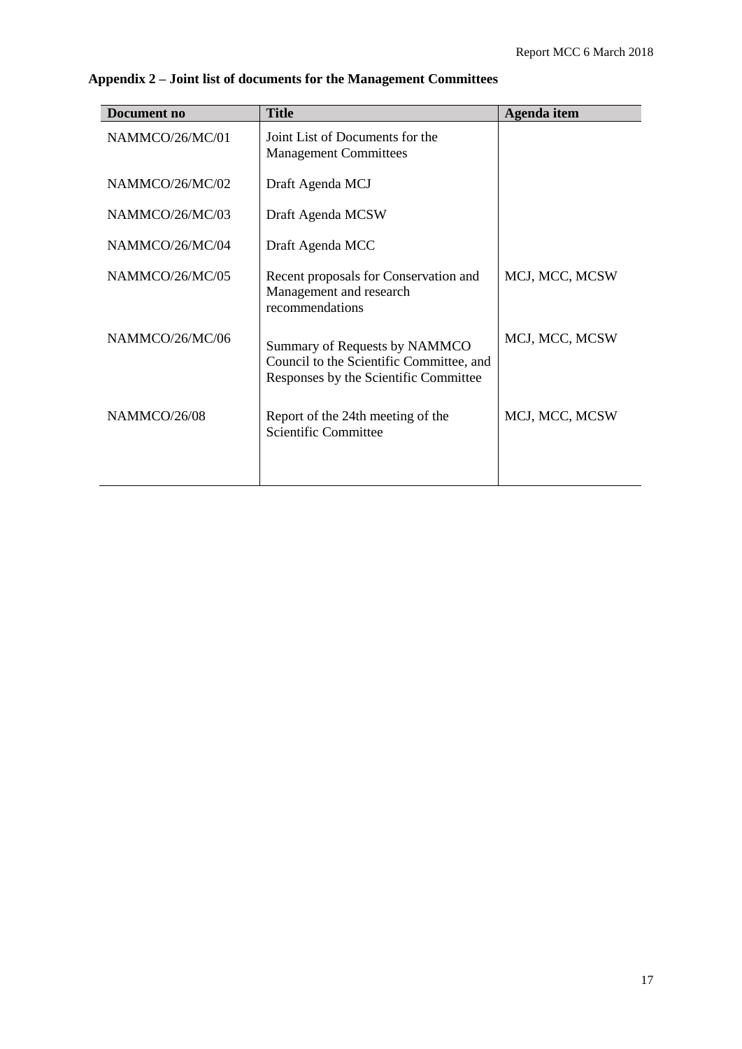**Appendix 2 – Joint list of documents for the Management Committees**

| Document no | Title | Agenda item |
|---|---|---|
| NAMMCO/26/MC/01 | Joint List of Documents for the Management Committees | |
| NAMMCO/26/MC/02 | Draft Agenda MCJ | |
| NAMMCO/26/MC/03 | Draft Agenda MCSW | |
| NAMMCO/26/MC/04 | Draft Agenda MCC | |
| NAMMCO/26/MC/05 | Recent proposals for Conservation and Management and research recommendations | MCJ, MCC, MCSW |
| NAMMCO/26/MC/06 | Summary of Requests by NAMMCO Council to the Scientific Committee, and Responses by the Scientific Committee | MCJ, MCC, MCSW |
| NAMMCO/26/08 | Report of the 24th meeting of the Scientific Committee | MCJ, MCC, MCSW |